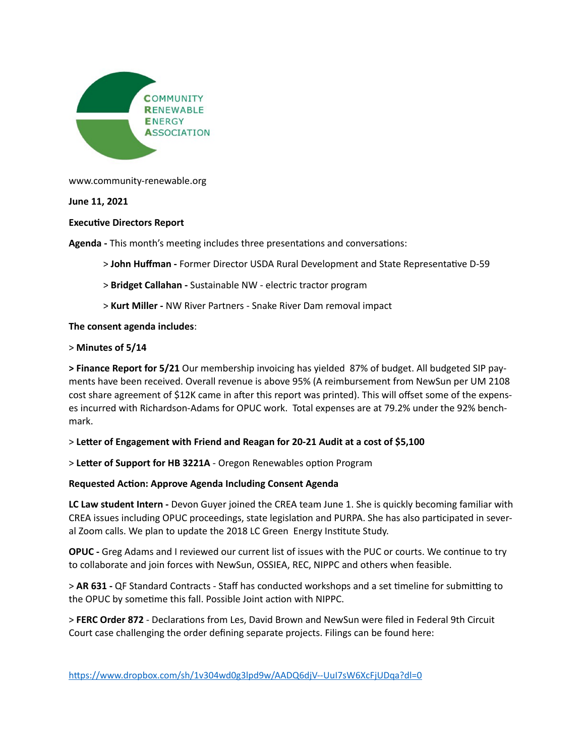COMMUNITY RENEWABLE ENERGY ASSOCIATION

www.community-renewable.org

**June 11, 2021**

**Executive Directors Report**

**Agenda -** This month's meeting includes three presentations and conversations:

> **John Huffman -** Former Director USDA Rural Development and State Representative D-59

> **Bridget Callahan -** Sustainable NW - electric tractor program

> **Kurt Miller -** NW River Partners - Snake River Dam removal impact

**The consent agenda includes**:

> **Minutes of 5/14**

**> Finance Report for 5/21** Our membership invoicing has yielded 87% of budget. All budgeted SIP payments have been received. Overall revenue is above 95% (A reimbursement from NewSun per UM 2108 cost share agreement of $12K came in after this report was printed). This will offset some of the expenses incurred with Richardson-Adams for OPUC work. Total expenses are at 79.2% under the 92% benchmark.

> **Letter of Engagement with Friend and Reagan for 20-21 Audit at a cost of $5,100**

> **Letter of Support for HB 3221A** - Oregon Renewables option Program

**Requested Action: Approve Agenda Including Consent Agenda**

**LC Law student Intern -** Devon Guyer joined the CREA team June 1. She is quickly becoming familiar with CREA issues including OPUC proceedings, state legislation and PURPA. She has also participated in several Zoom calls. We plan to update the 2018 LC Green Energy Institute Study.

**OPUC -** Greg Adams and I reviewed our current list of issues with the PUC or courts. We continue to try to collaborate and join forces with NewSun, OSSIEA, REC, NIPPC and others when feasible.

> **AR 631 -** QF Standard Contracts - Staff has conducted workshops and a set timeline for submitting to the OPUC by sometime this fall. Possible Joint action with NIPPC.

> **FERC Order 872** - Declarations from Les, David Brown and NewSun were filed in Federal 9th Circuit Court case challenging the order defining separate projects. Filings can be found here:

https://www.dropbox.com/sh/1v304wd0g3lpd9w/AADQ6djV--UuI7sW6XcFjUDqa?dl=0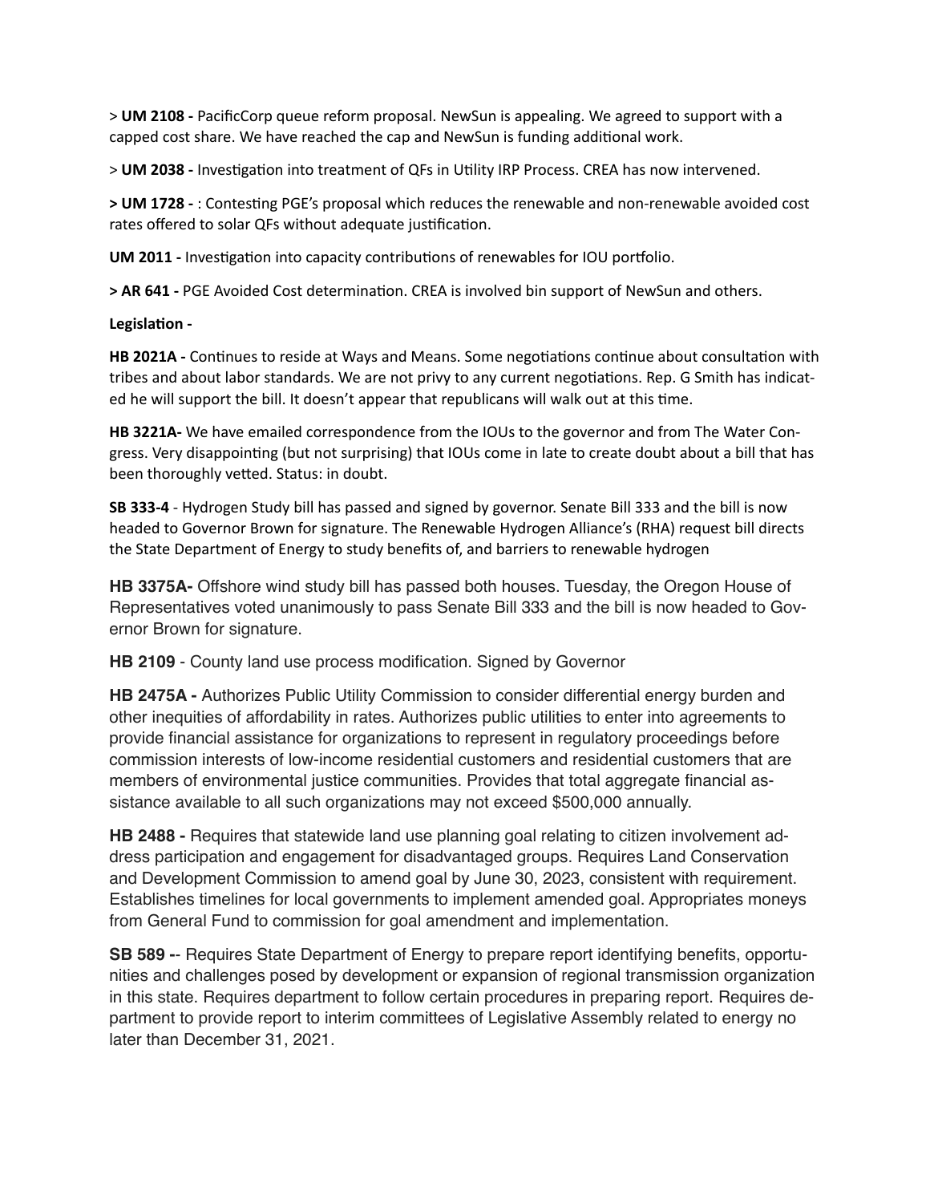> **UM 2108 -** PacificCorp queue reform proposal. NewSun is appealing. We agreed to support with a capped cost share. We have reached the cap and NewSun is funding additional work.

> **UM 2038 -** Investigation into treatment of QFs in Utility IRP Process. CREA has now intervened.

**> UM 1728 -** : Contesting PGE's proposal which reduces the renewable and non-renewable avoided cost rates offered to solar QFs without adequate justification.

**UM 2011 -** Investigation into capacity contributions of renewables for IOU portfolio.

**> AR 641 -** PGE Avoided Cost determination. CREA is involved bin support of NewSun and others.

**Legislation -**

**HB 2021A -** Continues to reside at Ways and Means. Some negotiations continue about consultation with tribes and about labor standards. We are not privy to any current negotiations. Rep. G Smith has indicated he will support the bill. It doesn't appear that republicans will walk out at this time.

**HB 3221A-** We have emailed correspondence from the IOUs to the governor and from The Water Congress. Very disappointing (but not surprising) that IOUs come in late to create doubt about a bill that has been thoroughly vetted. Status: in doubt.

**SB 333-4** - Hydrogen Study bill has passed and signed by governor. Senate Bill 333 and the bill is now headed to Governor Brown for signature. The Renewable Hydrogen Alliance's (RHA) request bill directs the State Department of Energy to study benefits of, and barriers to renewable hydrogen

**HB 3375A-** Offshore wind study bill has passed both houses. Tuesday, the Oregon House of Representatives voted unanimously to pass Senate Bill 333 and the bill is now headed to Governor Brown for signature.

**HB 2109** - County land use process modification. Signed by Governor

**HB 2475A -** Authorizes Public Utility Commission to consider differential energy burden and other inequities of affordability in rates. Authorizes public utilities to enter into agreements to provide financial assistance for organizations to represent in regulatory proceedings before commission interests of low-income residential customers and residential customers that are members of environmental justice communities. Provides that total aggregate financial assistance available to all such organizations may not exceed $500,000 annually.

**HB 2488 -** Requires that statewide land use planning goal relating to citizen involvement address participation and engagement for disadvantaged groups. Requires Land Conservation and Development Commission to amend goal by June 30, 2023, consistent with requirement. Establishes timelines for local governments to implement amended goal. Appropriates moneys from General Fund to commission for goal amendment and implementation.

**SB 589 -**- Requires State Department of Energy to prepare report identifying benefits, opportunities and challenges posed by development or expansion of regional transmission organization in this state. Requires department to follow certain procedures in preparing report. Requires department to provide report to interim committees of Legislative Assembly related to energy no later than December 31, 2021.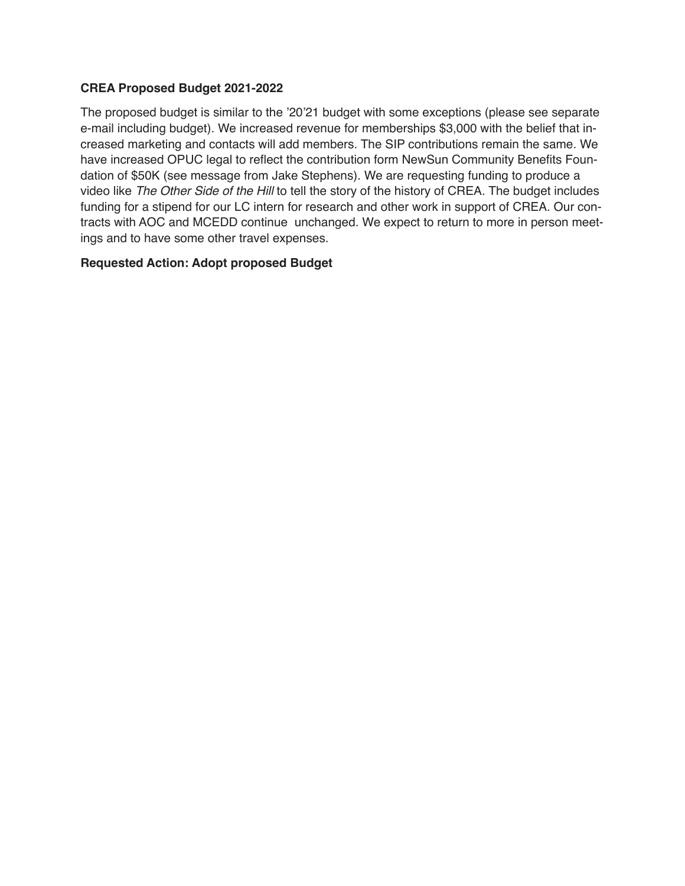**CREA Proposed Budget 2021-2022**

The proposed budget is similar to the '20'21 budget with some exceptions (please see separate e-mail including budget). We increased revenue for memberships $3,000 with the belief that increased marketing and contacts will add members. The SIP contributions remain the same. We have increased OPUC legal to reflect the contribution form NewSun Community Benefits Foundation of $50K (see message from Jake Stephens). We are requesting funding to produce a video like *The Other Side of the Hill* to tell the story of the history of CREA. The budget includes funding for a stipend for our LC intern for research and other work in support of CREA. Our contracts with AOC and MCEDD continue unchanged. We expect to return to more in person meetings and to have some other travel expenses.

**Requested Action: Adopt proposed Budget**